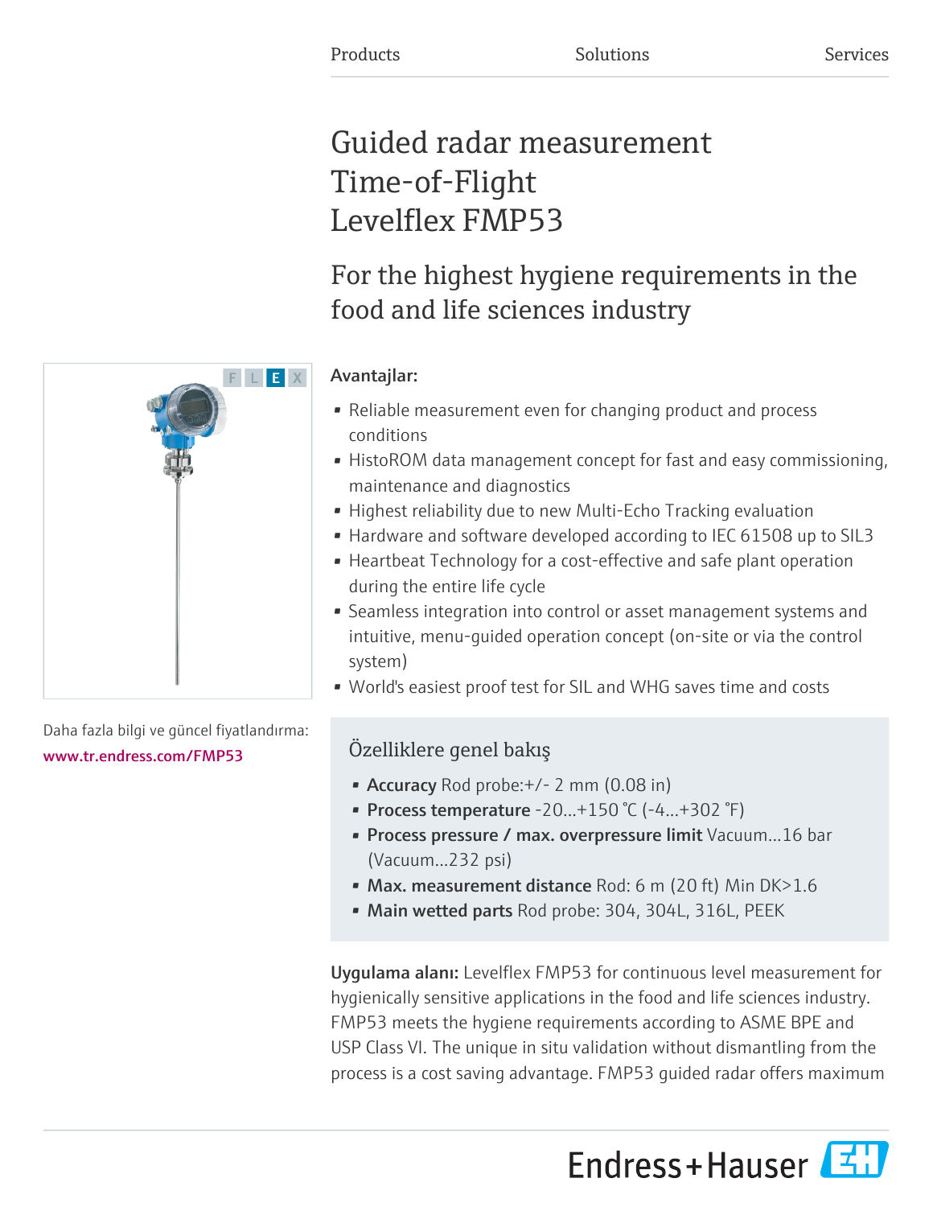Products Solutions Services

# Guided radar measurement Time-of-Flight Levelflex FMP53

## For the highest hygiene requirements in the food and life sciences industry

**Avantajlar:**

- Reliable measurement even for changing product and process conditions
- HistoROM data management concept for fast and easy commissioning, maintenance and diagnostics
- Highest reliability due to new Multi-Echo Tracking evaluation
- Hardware and software developed according to IEC 61508 up to SIL3
- Heartbeat Technology for a cost-effective and safe plant operation during the entire life cycle
- Seamless integration into control or asset management systems and intuitive, menu-guided operation concept (on-site or via the control system)
- World's easiest proof test for SIL and WHG saves time and costs

Daha fazla bilgi ve güncel fiyatlandırma:
www.tr.endress.com/FMP53

### Özelliklere genel bakış

- **Accuracy** Rod probe:+/- 2 mm (0.08 in)
- **Process temperature** -20...+150 °C (-4...+302 °F)
- **Process pressure / max. overpressure limit** Vacuum...16 bar (Vacuum...232 psi)
- **Max. measurement distance** Rod: 6 m (20 ft) Min DK>1.6
- **Main wetted parts** Rod probe: 304, 304L, 316L, PEEK

**Uygulama alanı:** Levelflex FMP53 for continuous level measurement for hygienically sensitive applications in the food and life sciences industry. FMP53 meets the hygiene requirements according to ASME BPE and USP Class VI. The unique in situ validation without dismantling from the process is a cost saving advantage. FMP53 guided radar offers maximum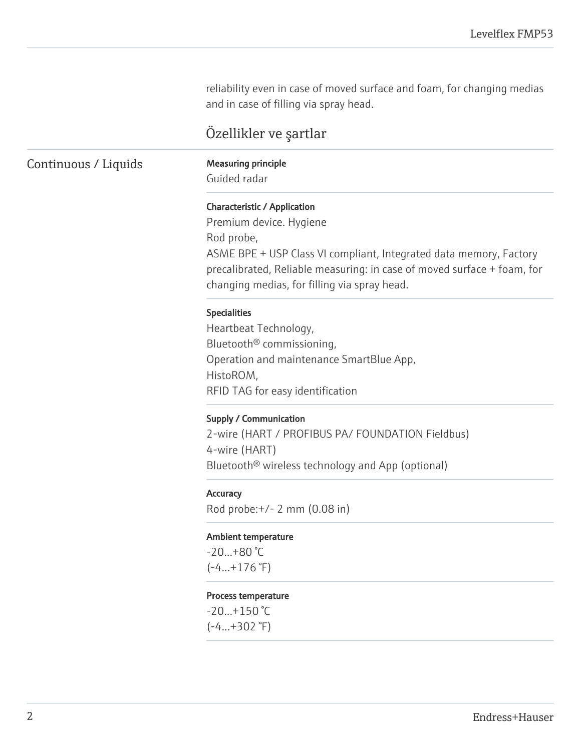reliability even in case of moved surface and foam, for changing medias and in case of filling via spray head.

## Özellikler ve şartlar

### Continuous / Liquids

**Measuring principle**
Guided radar

**Characteristic / Application**
Premium device. Hygiene
Rod probe,
ASME BPE + USP Class VI compliant, Integrated data memory, Factory precalibrated, Reliable measuring: in case of moved surface + foam, for changing medias, for filling via spray head.

**Specialities**
Heartbeat Technology,
Bluetooth® commissioning,
Operation and maintenance SmartBlue App,
HistoROM,
RFID TAG for easy identification

**Supply / Communication**
2-wire (HART / PROFIBUS PA/ FOUNDATION Fieldbus)
4-wire (HART)
Bluetooth® wireless technology and App (optional)

**Accuracy**
Rod probe:+/- 2 mm (0.08 in)

**Ambient temperature**
-20...+80 °C
(-4...+176 °F)

**Process temperature**
-20...+150 °C
(-4...+302 °F)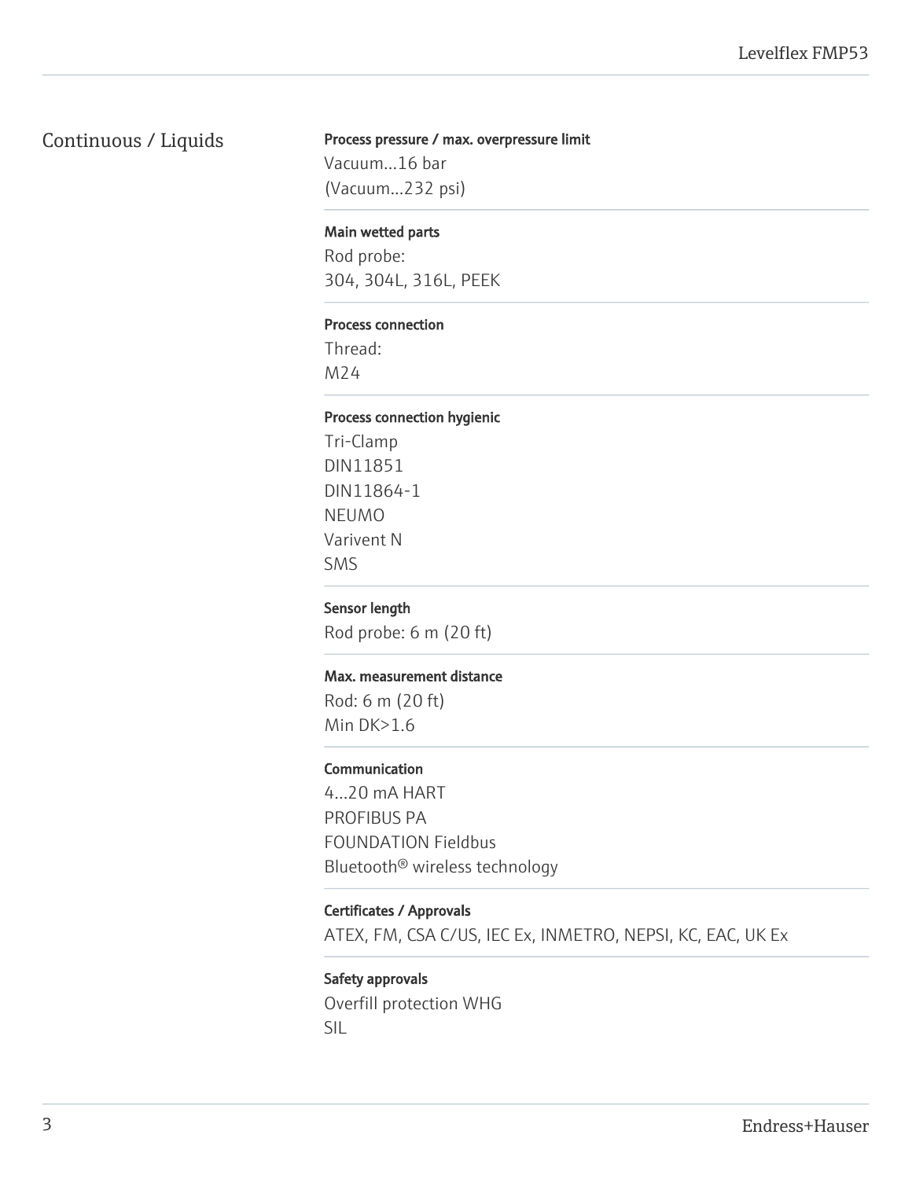## Continuous / Liquids

**Process pressure / max. overpressure limit**

Vacuum...16 bar
(Vacuum...232 psi)

**Main wetted parts**

Rod probe:
304, 304L, 316L, PEEK

**Process connection**

Thread:
M24

**Process connection hygienic**

Tri-Clamp
DIN11851
DIN11864-1
NEUMO
Varivent N
SMS

**Sensor length**

Rod probe: 6 m (20 ft)

**Max. measurement distance**

Rod: 6 m (20 ft)
Min DK>1.6

**Communication**

4...20 mA HART
PROFIBUS PA
FOUNDATION Fieldbus
Bluetooth® wireless technology

**Certificates / Approvals**

ATEX, FM, CSA C/US, IEC Ex, INMETRO, NEPSI, KC, EAC, UK Ex

**Safety approvals**

Overfill protection WHG
SIL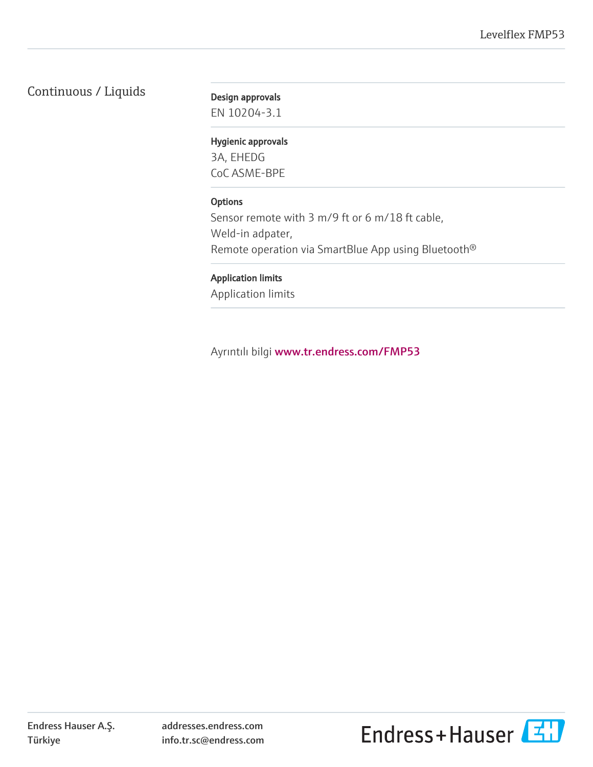Continuous / Liquids

**Design approvals**

EN 10204-3.1

**Hygienic approvals**

3A, EHEDG
CoC ASME-BPE

**Options**

Sensor remote with 3 m/9 ft or 6 m/18 ft cable,
Weld-in adpater,
Remote operation via SmartBlue App using Bluetooth®

**Application limits**

Application limits

Ayrıntılı bilgi **www.tr.endress.com/FMP53**

Endress Hauser A.Ş.
Türkiye

addresses.endress.com
info.tr.sc@endress.com

Endress+Hauser